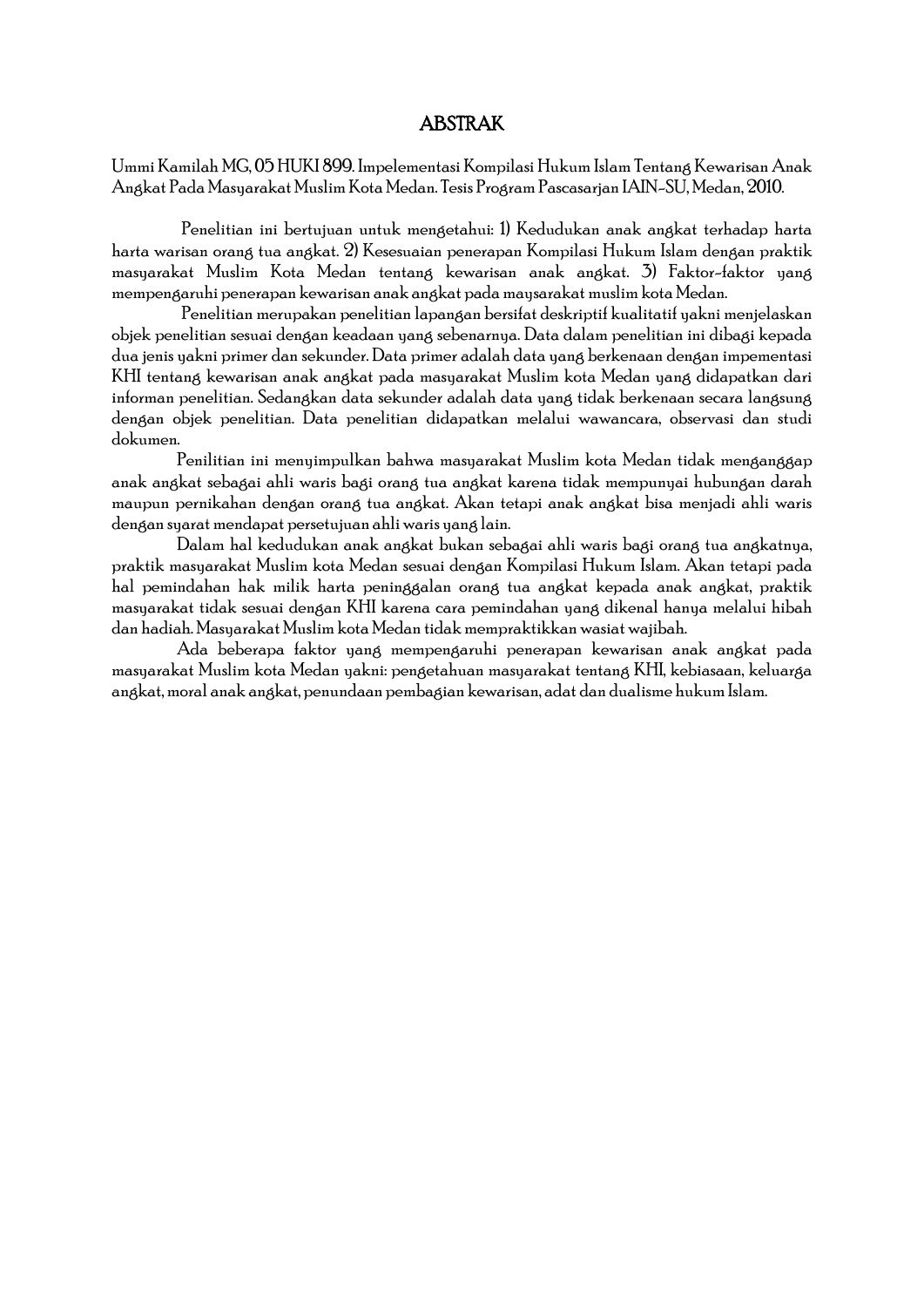# ABSTRAK

Ummi Kamilah MG, 05 HUKI 899. Impelementasi Kompilasi Hukum Islam Tentang Kewarisan Anak Angkat Pada Masyarakat Muslim Kota Medan. Tesis Program Pascasarjan IAIN-SU, Medan, 2010.

Penelitian ini bertujuan untuk mengetahui: 1) Kedudukan anak angkat terhadap harta harta warisan orang tua angkat. 2) Kesesuaian penerapan Kompilasi Hukum Islam dengan praktik masyarakat Muslim Kota Medan tentang kewarisan anak angkat. 3) Faktor-faktor yang mempengaruhi penerapan kewarisan anak angkat pada maysarakat muslim kota Medan.

Penelitian merupakan penelitian lapangan bersifat deskriptif kualitatif yakni menjelaskan objek penelitian sesuai dengan keadaan yang sebenarnya. Data dalam penelitian ini dibagi kepada dua jenis yakni primer dan sekunder. Data primer adalah data yang berkenaan dengan impementasi KHI tentang kewarisan anak angkat pada masyarakat Muslim kota Medan yang didapatkan dari informan penelitian. Sedangkan data sekunder adalah data yang tidak berkenaan secara langsung dengan objek penelitian. Data penelitian didapatkan melalui wawancara, observasi dan studi dokumen.

Penilitian ini menyimpulkan bahwa masyarakat Muslim kota Medan tidak menganggap anak angkat sebagai ahli waris bagi orang tua angkat karena tidak mempunyai hubungan darah maupun pernikahan dengan orang tua angkat. Akan tetapi anak angkat bisa menjadi ahli waris dengan syarat mendapat persetujuan ahli waris yang lain.

Dalam hal kedudukan anak angkat bukan sebagai ahli waris bagi orang tua angkatnya, praktik masyarakat Muslim kota Medan sesuai dengan Kompilasi Hukum Islam. Akan tetapi pada hal pemindahan hak milik harta peninggalan orang tua angkat kepada anak angkat, praktik masyarakat tidak sesuai dengan KHI karena cara pemindahan yang dikenal hanya melalui hibah dan hadiah. Masyarakat Muslim kota Medan tidak mempraktikkan wasiat wajibah.

Ada beberapa faktor yang mempengaruhi penerapan kewarisan anak angkat pada masyarakat Muslim kota Medan yakni: pengetahuan masyarakat tentang KHI, kebiasaan, keluarga angkat, moral anak angkat, penundaan pembagian kewarisan, adat dan dualisme hukum Islam.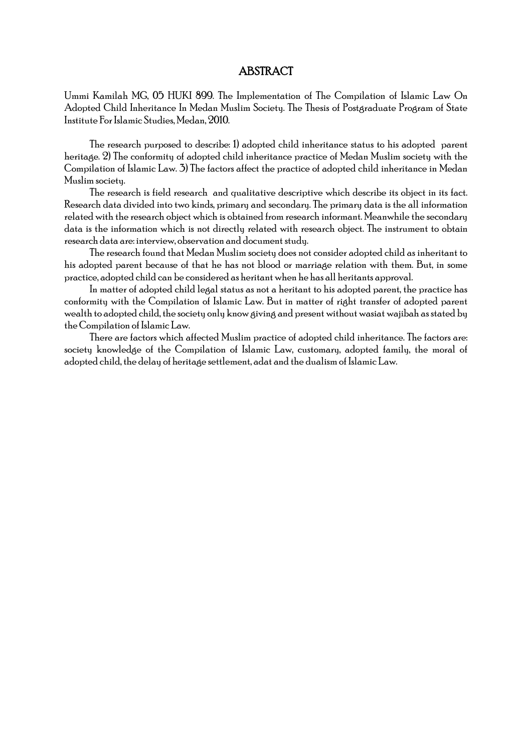# ABSTRACT

Ummi Kamilah MG, 05 HUKI 899. The Implementation of The Compilation of Islamic Law On Adopted Child Inheritance In Medan Muslim Society. The Thesis of Postgraduate Program of State Institute For Islamic Studies, Medan, 2010.

The research purposed to describe: 1) adopted child inheritance status to his adopted parent heritage. 2) The conformity of adopted child inheritance practice of Medan Muslim society with the Compilation of Islamic Law. 3) The factors affect the practice of adopted child inheritance in Medan Muslim society.

The research is field research and qualitative descriptive which describe its object in its fact. Research data divided into two kinds, primary and secondary. The primary data is the all information related with the research object which is obtained from research informant. Meanwhile the secondary data is the information which is not directly related with research object. The instrument to obtain research data are: interview, observation and document study.

The research found that Medan Muslim society does not consider adopted child as inheritant to his adopted parent because of that he has not blood or marriage relation with them. But, in some practice, adopted child can be considered as heritant when he has all heritants approval.

In matter of adopted child legal status as not a heritant to his adopted parent, the practice has conformity with the Compilation of Islamic Law. But in matter of right transfer of adopted parent wealth to adopted child, the society only know giving and present without wasiat wajibah as stated by the Compilation of Islamic Law.

There are factors which affected Muslim practice of adopted child inheritance. The factors are: society knowledge of the Compilation of Islamic Law, customary, adopted family, the moral of adopted child, the delay of heritage settlement, adat and the dualism of Islamic Law.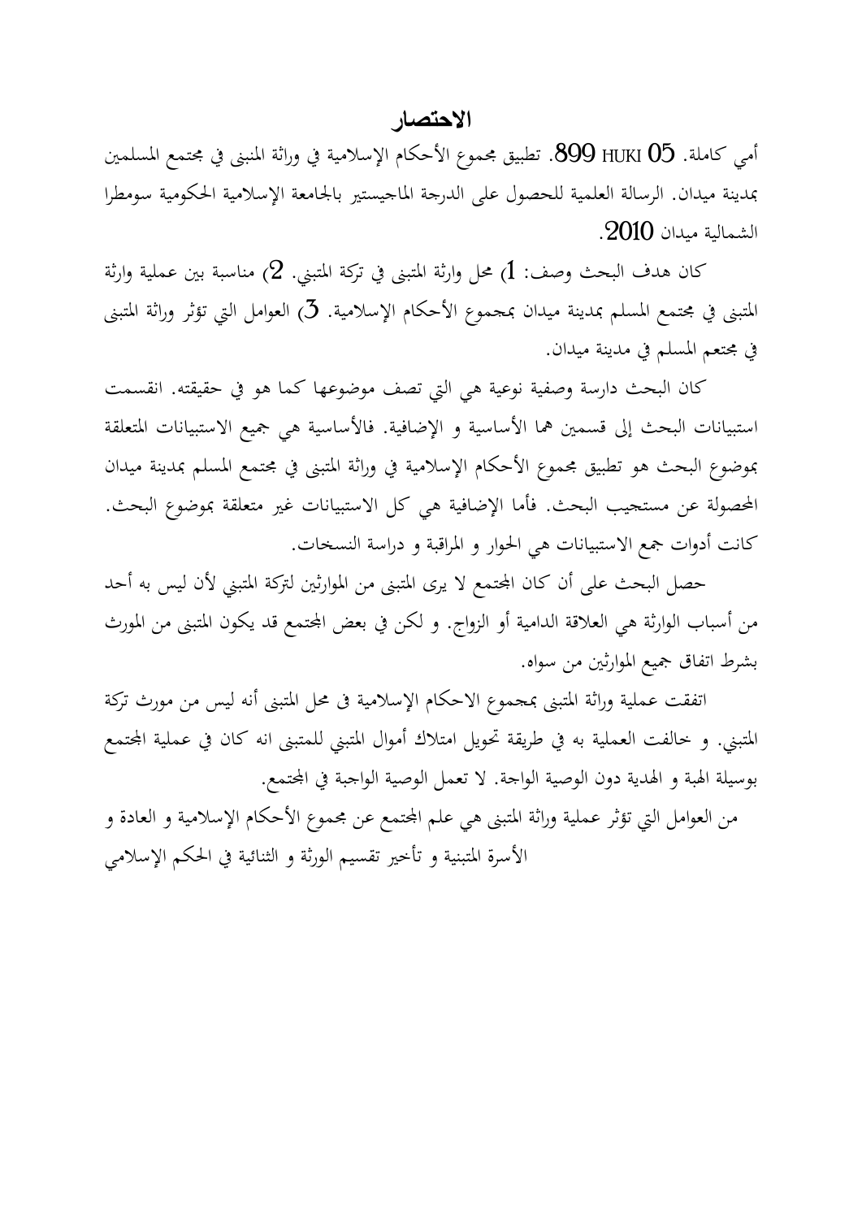# الاحتصار

أمي كاملة. 05 HUKI 899. تطبيق مجموع الأحكام الإسلامية في وراثة المنبى في مجتمع المسلمين بمدينة ميدان. الرسالة العلمية للحصول على الدرجة الماجيستير بالجامعة الإسلامية الحكومية سومطرا الشمالية ميدان 2010.

كان هدف البحث وصف: 1) محل وارثة المتبنى في تركة المتبني. 2) مناسبة بين عملية وارثة المتبنى في مجتمع المسلم بمدينة ميدان بمجموع الأحكام الإسلامية. 3) العوامل التي تؤثر وراثة المتبنى في مجتعم المسلم في مدينة ميدان.

كان البحث دارسة وصفية نوعية هي التي تصف موضوعها كما هو في حقيقته. انقسمت استبيانات البحث إلى قسمين هما الأساسية و الإضافية. فالأساسية هي جميع الاستبيانات المتعلقة بموضوع البحث هو تطبيق مجموع الأحكام الإسلامية في وراثة المتبنى في مجتمع المسلم بمدينة ميدان المحصولة عن مستجيب البحث. فأما الإضافية هي كل الاستبيانات غير متعلقة بموضوع البحث. كانت أدوات جمع الاستبيانات هي الحوار و المراقبة و دراسة النسخات.

حصل البحث على أن كان المجتمع لا يرى المتبنى من الموارثين لتركة المتبني لأن ليس به أحد من أسباب الوارثة هي العلاقة الدامية أو الزواج. و لكن في بعض المجتمع قد يكون المتبنى من المورث بشرط اتفاق جميع الموارثين من سواه.

اتفقت عملية وراثة المتبنى بمجموع الاحكام الإسلامية فى محل المتبنى أنه ليس من مورث تركة المتبني. و خالفت العملية به في طريقة تحويل امتلاك أموال المتبني للمتبنى انه كان في عملية المجتمع بوسيلة الهبة و الهدية دون الوصية الواجة. لا تعمل الوصية الواجبة في المجتمع.

من العوامل التي تؤثر عملية وراثة المتبنى هي علم المجتمع عن مجموع الأحكام الإسلامية و العادة و الأسرة المتبنية و تأخير تقسيم الورثة و الثنائية في الحكم الإسلامي